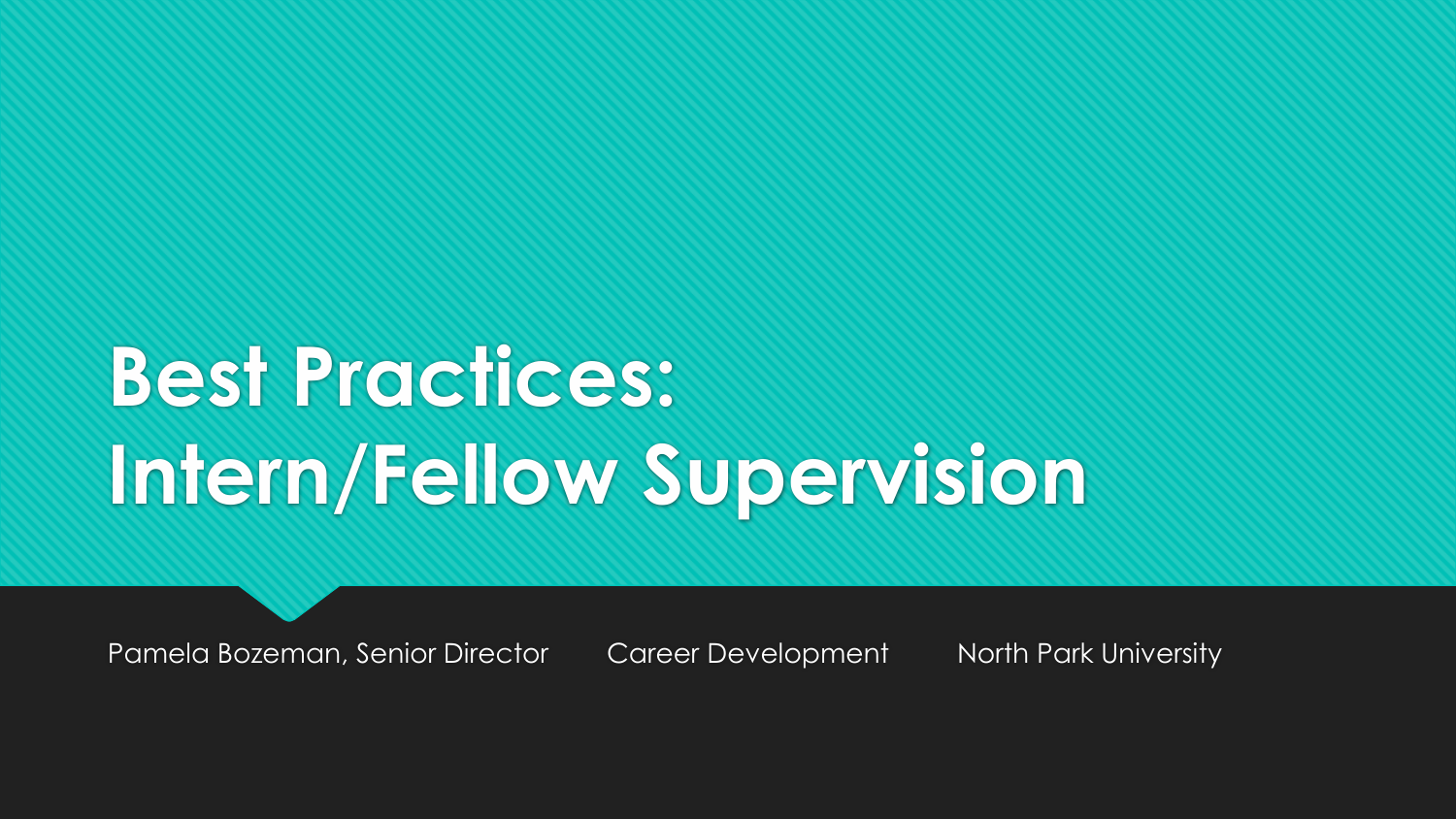# Best Practices: Intern/Fellow Supervision

Pamela Bozeman, Senior Director Career Development North Park University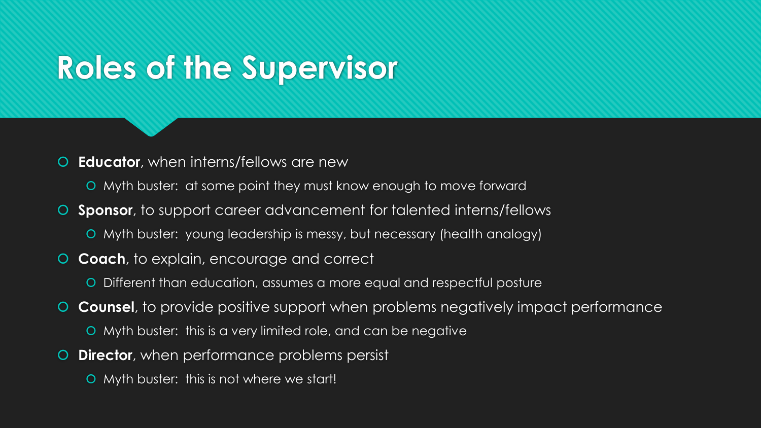# Roles of the Supervisor

- **Educator**, when interns/fellows are new
  - Myth buster: at some point they must know enough to move forward
- **Sponsor**, to support career advancement for talented interns/fellows
  - Myth buster: young leadership is messy, but necessary (health analogy)
- **Coach**, to explain, encourage and correct
  - Different than education, assumes a more equal and respectful posture
- **Counsel**, to provide positive support when problems negatively impact performance
  - Myth buster: this is a very limited role, and can be negative
- **Director**, when performance problems persist
  - Myth buster: this is not where we start!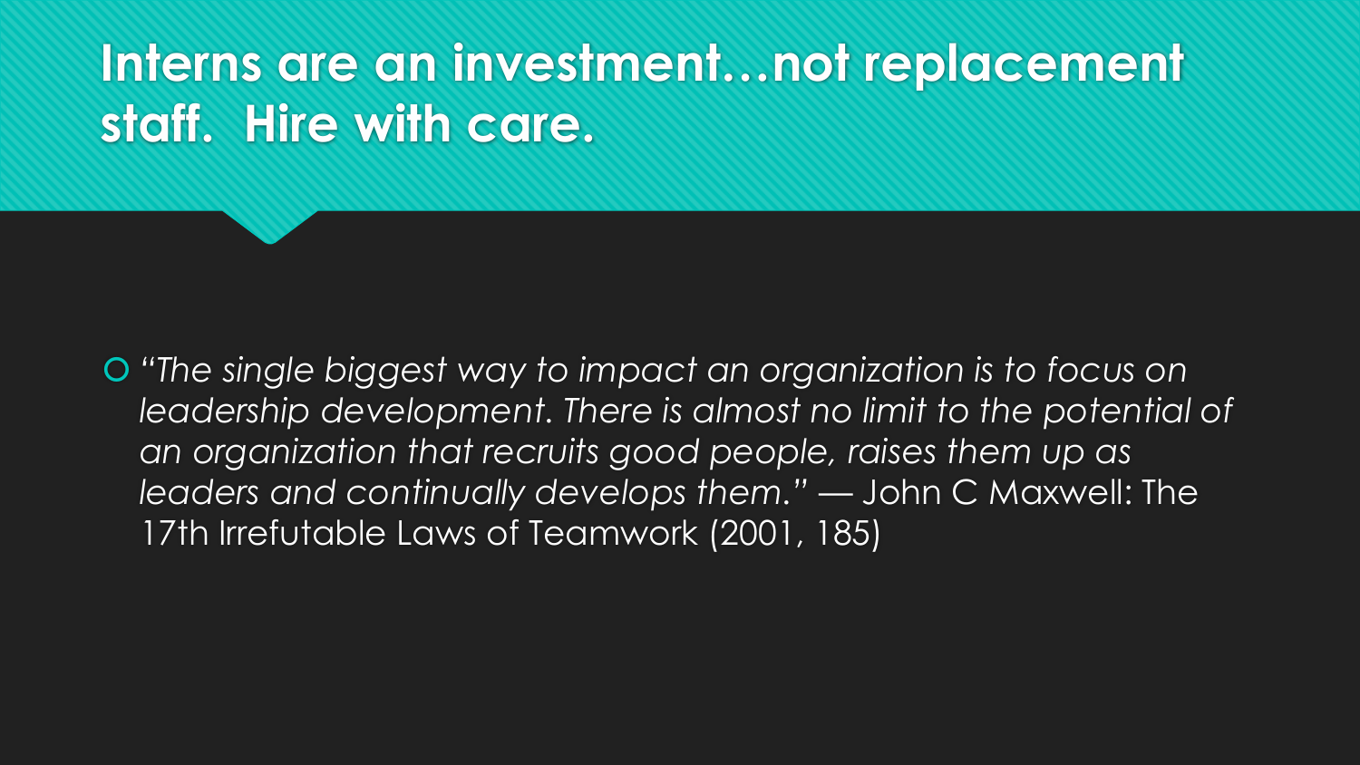# Interns are an investment…not replacement staff. Hire with care.

- *"The single biggest way to impact an organization is to focus on leadership development. There is almost no limit to the potential of an organization that recruits good people, raises them up as leaders and continually develops them."* — John C Maxwell: The 17th Irrefutable Laws of Teamwork (2001, 185)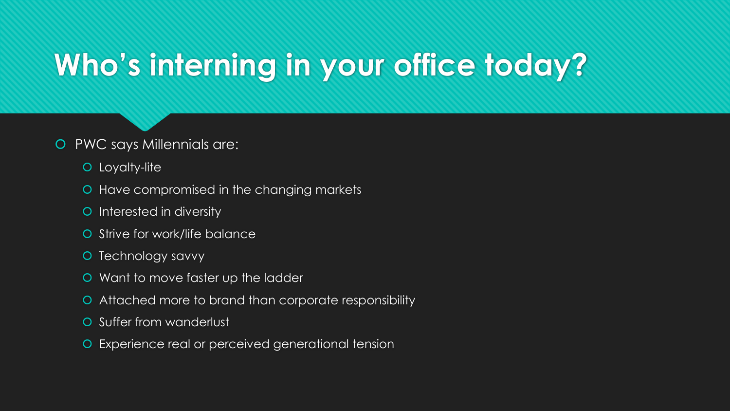# Who's interning in your office today?

- PWC says Millennials are:
  - Loyalty-lite
  - Have compromised in the changing markets
  - Interested in diversity
  - Strive for work/life balance
  - Technology savvy
  - Want to move faster up the ladder
  - Attached more to brand than corporate responsibility
  - Suffer from wanderlust
  - Experience real or perceived generational tension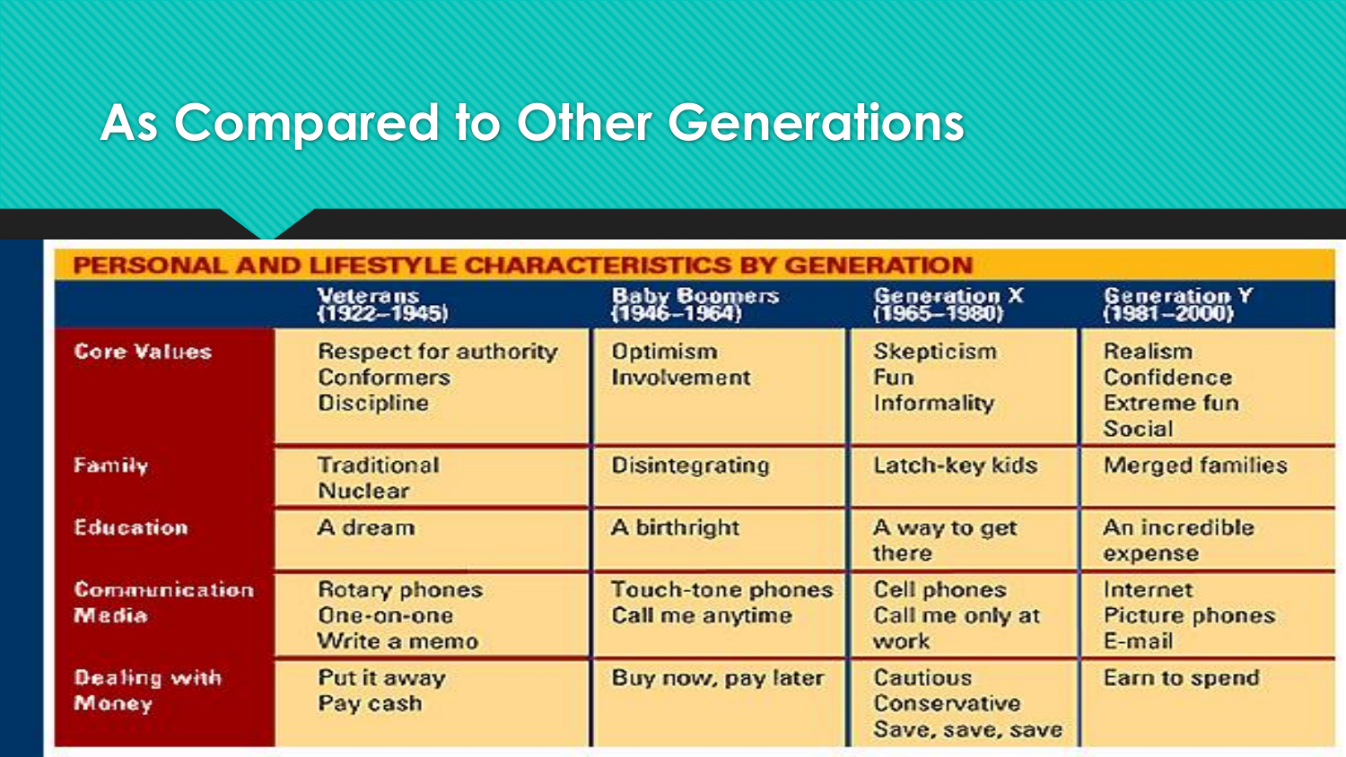# As Compared to Other Generations

**PERSONAL AND LIFESTYLE CHARACTERISTICS BY GENERATION**

| | Veterans (1922–1945) | Baby Boomers (1946–1964) | Generation X (1965–1980) | Generation Y (1981–2000) |
|---|---|---|---|---|
| **Core Values** | Respect for authority<br>Conformers<br>Discipline | Optimism<br>Involvement | Skepticism<br>Fun<br>Informality | Realism<br>Confidence<br>Extreme fun<br>Social |
| **Family** | Traditional<br>Nuclear | Disintegrating | Latch-key kids | Merged families |
| **Education** | A dream | A birthright | A way to get there | An incredible expense |
| **Communication Media** | Rotary phones<br>One-on-one<br>Write a memo | Touch-tone phones<br>Call me anytime | Cell phones<br>Call me only at work | Internet<br>Picture phones<br>E-mail |
| **Dealing with Money** | Put it away<br>Pay cash | Buy now, pay later | Cautious<br>Conservative<br>Save, save, save | Earn to spend |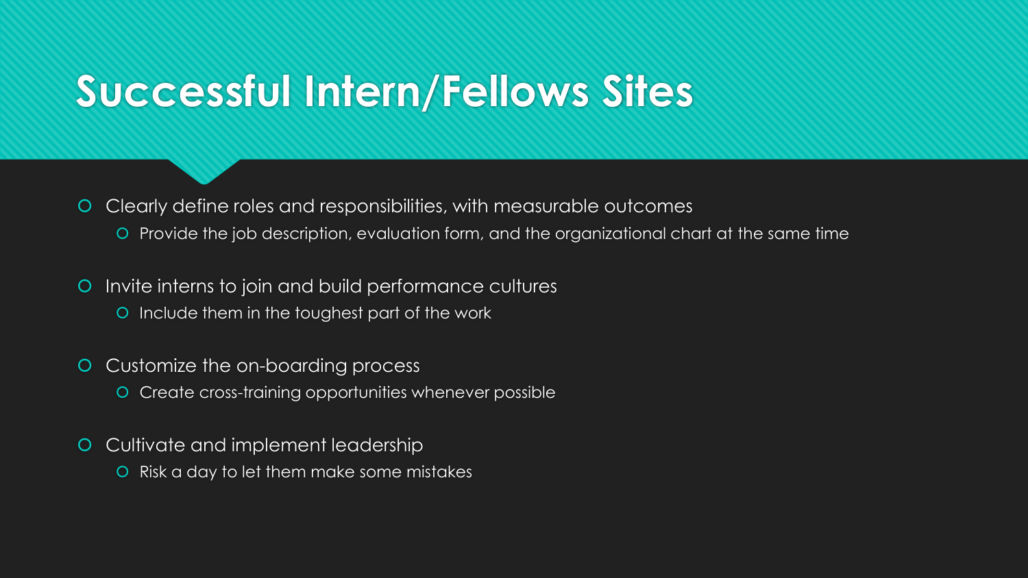# Successful Intern/Fellows Sites

- Clearly define roles and responsibilities, with measurable outcomes
  - Provide the job description, evaluation form, and the organizational chart at the same time
- Invite interns to join and build performance cultures
  - Include them in the toughest part of the work
- Customize the on-boarding process
  - Create cross-training opportunities whenever possible
- Cultivate and implement leadership
  - Risk a day to let them make some mistakes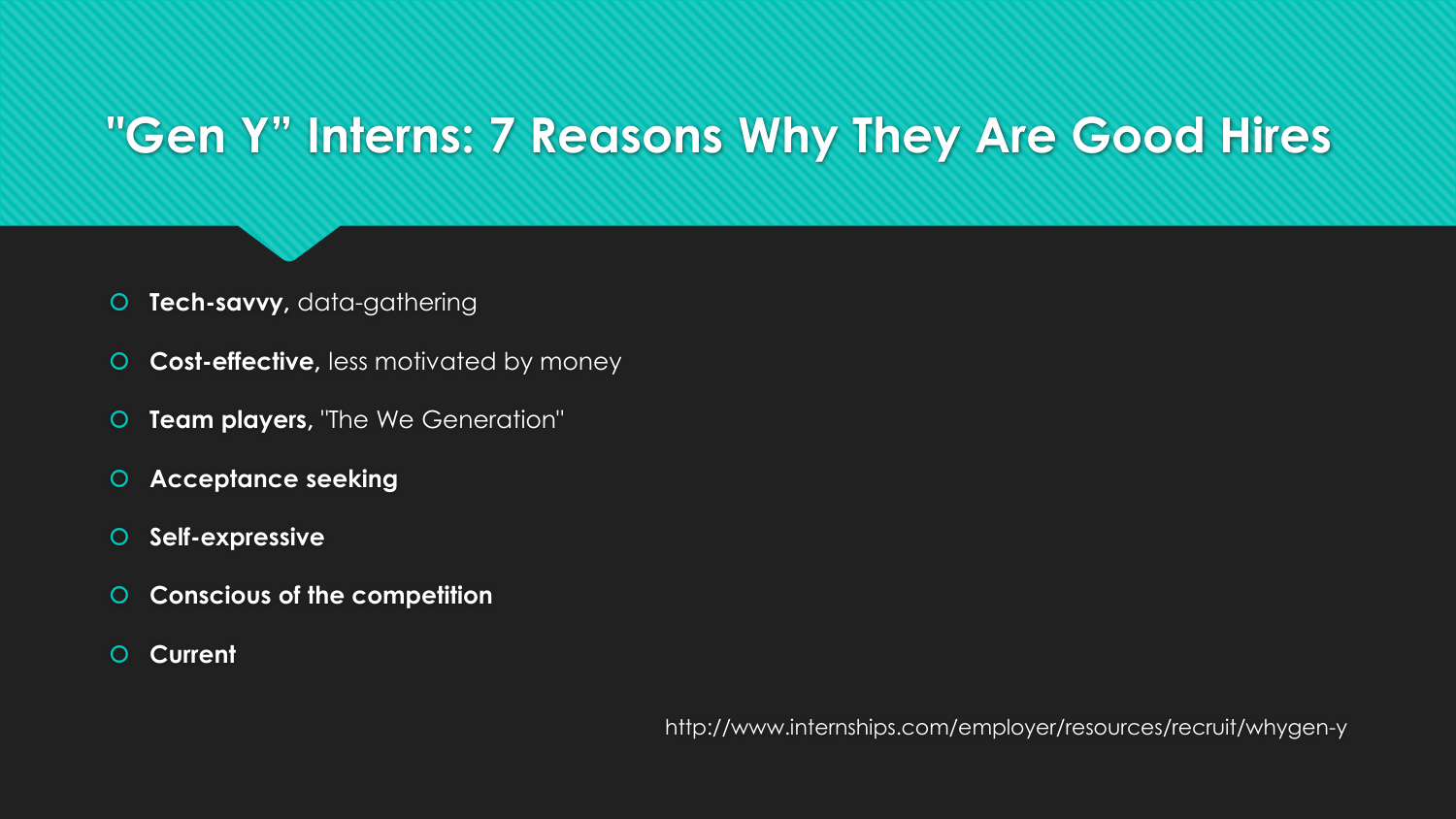# "Gen Y" Interns: 7 Reasons Why They Are Good Hires

- **Tech-savvy**, data-gathering
- **Cost-effective,** less motivated by money
- **Team players**, "The We Generation"
- **Acceptance seeking**
- **Self-expressive**
- **Conscious of the competition**
- **Current**

http://www.internships.com/employer/resources/recruit/whygen-y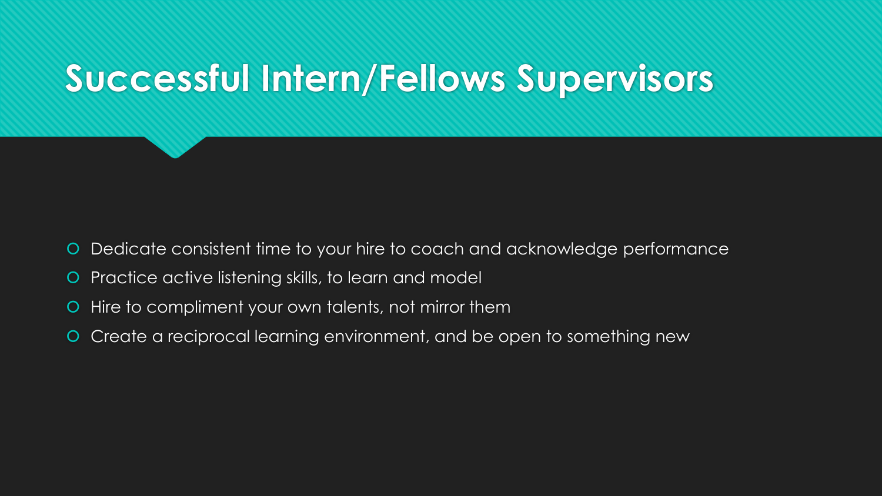# Successful Intern/Fellows Supervisors

- Dedicate consistent time to your hire to coach and acknowledge performance
- Practice active listening skills, to learn and model
- Hire to compliment your own talents, not mirror them
- Create a reciprocal learning environment, and be open to something new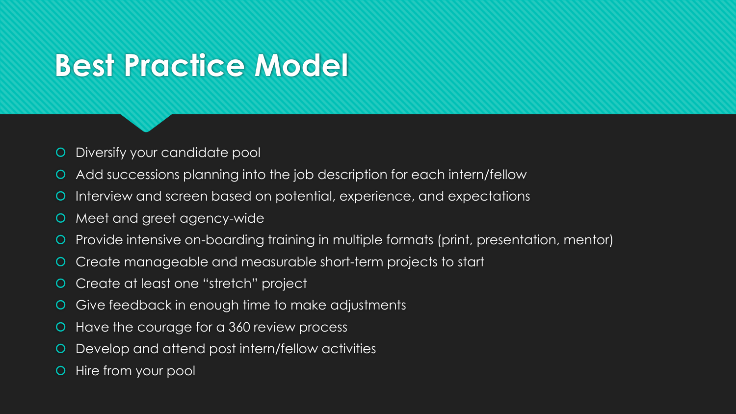# Best Practice Model

- Diversify your candidate pool
- Add successions planning into the job description for each intern/fellow
- Interview and screen based on potential, experience, and expectations
- Meet and greet agency-wide
- Provide intensive on-boarding training in multiple formats (print, presentation, mentor)
- Create manageable and measurable short-term projects to start
- Create at least one "stretch" project
- Give feedback in enough time to make adjustments
- Have the courage for a 360 review process
- Develop and attend post intern/fellow activities
- Hire from your pool